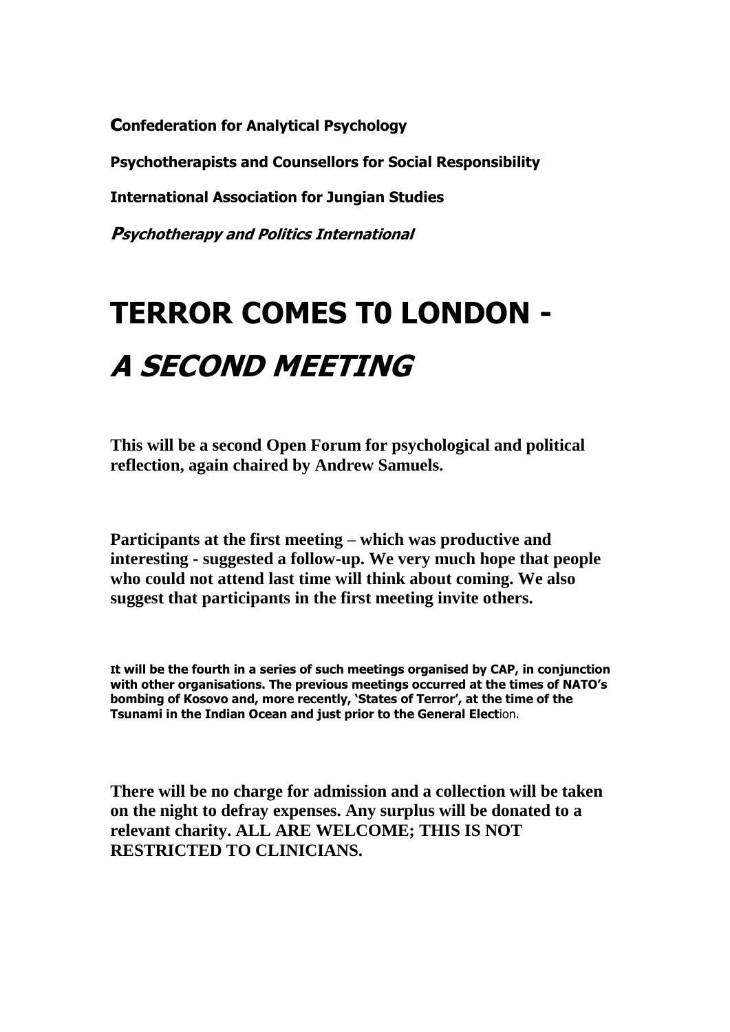**Confederation for Analytical Psychology**

**Psychotherapists and Counsellors for Social Responsibility**

**International Association for Jungian Studies**

***Psychotherapy and Politics International***

# TERROR COMES T0 LONDON -

# *A SECOND MEETING*

**This will be a second Open Forum for psychological and political reflection, again chaired by Andrew Samuels.**

**Participants at the first meeting – which was productive and interesting - suggested a follow-up. We very much hope that people who could not attend last time will think about coming. We also suggest that participants in the first meeting invite others.**

**It will be the fourth in a series of such meetings organised by CAP, in conjunction with other organisations. The previous meetings occurred at the times of NATO's bombing of Kosovo and, more recently, 'States of Terror', at the time of the Tsunami in the Indian Ocean and just prior to the General Elect**ion.

**There will be no charge for admission and a collection will be taken on the night to defray expenses. Any surplus will be donated to a relevant charity. ALL ARE WELCOME; THIS IS NOT RESTRICTED TO CLINICIANS.**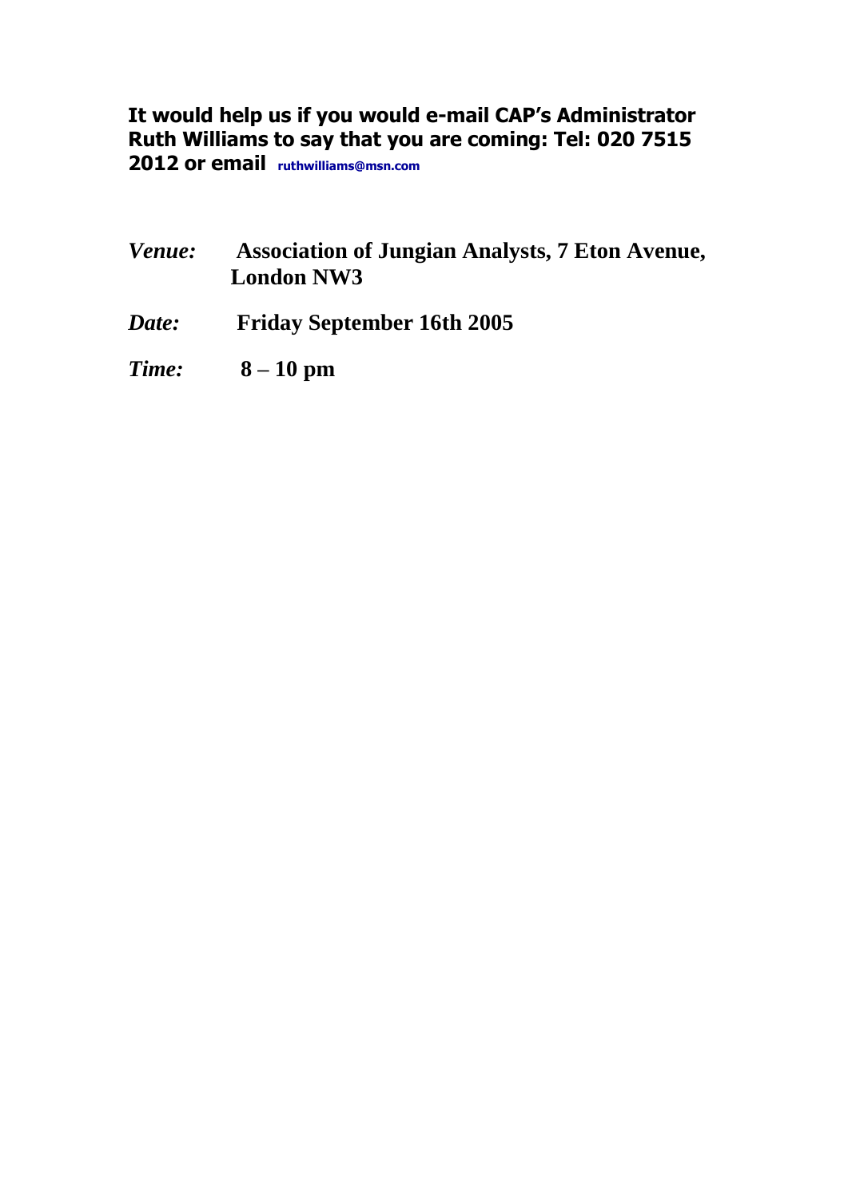**It would help us if you would e-mail CAP's Administrator Ruth Williams to say that you are coming: Tel: 020 7515 2012 or email ruthwilliams@msn.com**

***Venue:*** **Association of Jungian Analysts, 7 Eton Avenue, London NW3**

***Date:*** **Friday September 16th 2005**

***Time:*** **8 – 10 pm**